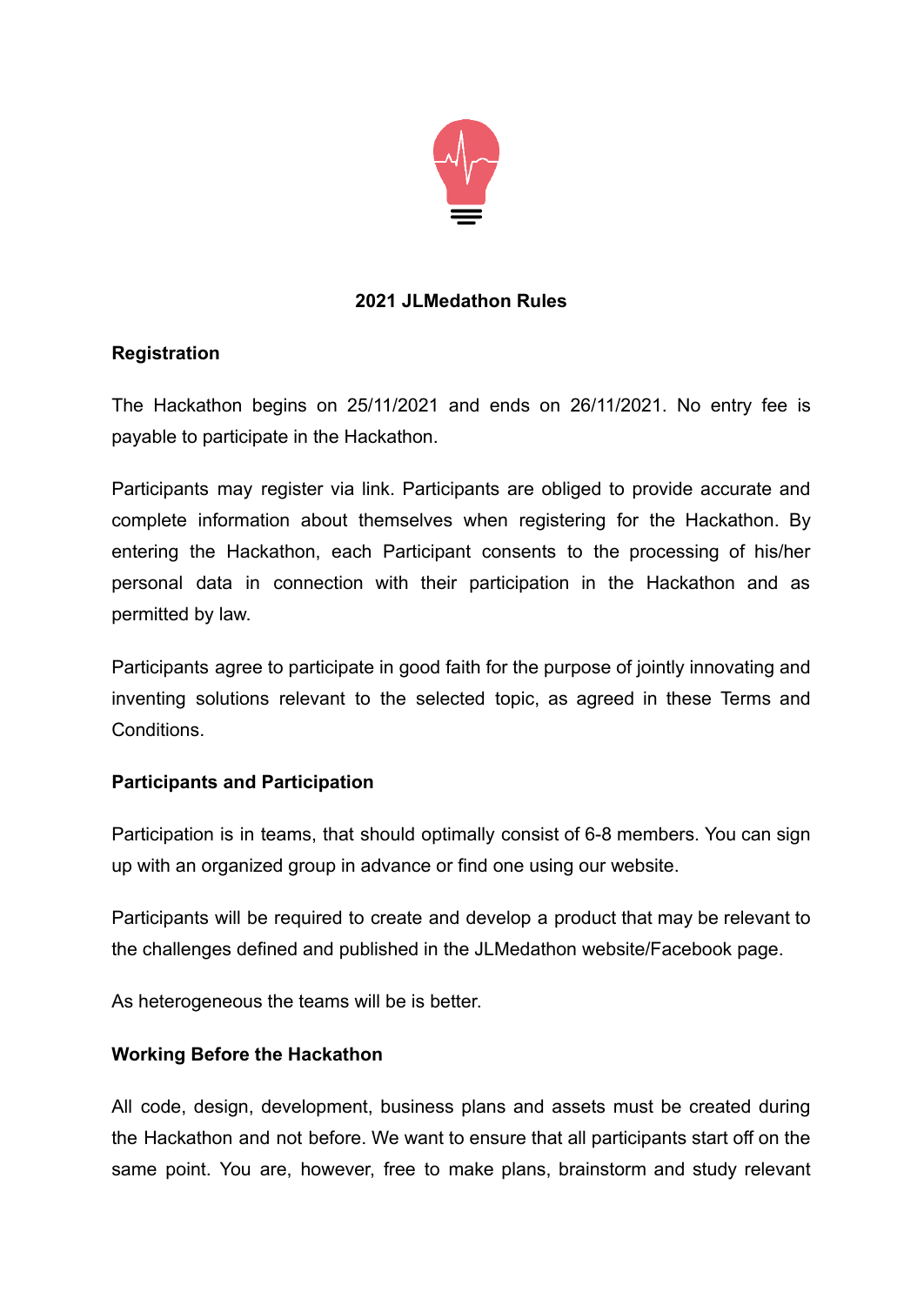# 2021 JLMedathon Rules

## Registration

The Hackathon begins on 25/11/2021 and ends on 26/11/2021. No entry fee is payable to participate in the Hackathon.

Participants may register via link. Participants are obliged to provide accurate and complete information about themselves when registering for the Hackathon. By entering the Hackathon, each Participant consents to the processing of his/her personal data in connection with their participation in the Hackathon and as permitted by law.

Participants agree to participate in good faith for the purpose of jointly innovating and inventing solutions relevant to the selected topic, as agreed in these Terms and Conditions.

## Participants and Participation

Participation is in teams, that should optimally consist of 6-8 members. You can sign up with an organized group in advance or find one using our website.

Participants will be required to create and develop a product that may be relevant to the challenges defined and published in the JLMedathon website/Facebook page.

As heterogeneous the teams will be is better.

## Working Before the Hackathon

All code, design, development, business plans and assets must be created during the Hackathon and not before. We want to ensure that all participants start off on the same point. You are, however, free to make plans, brainstorm and study relevant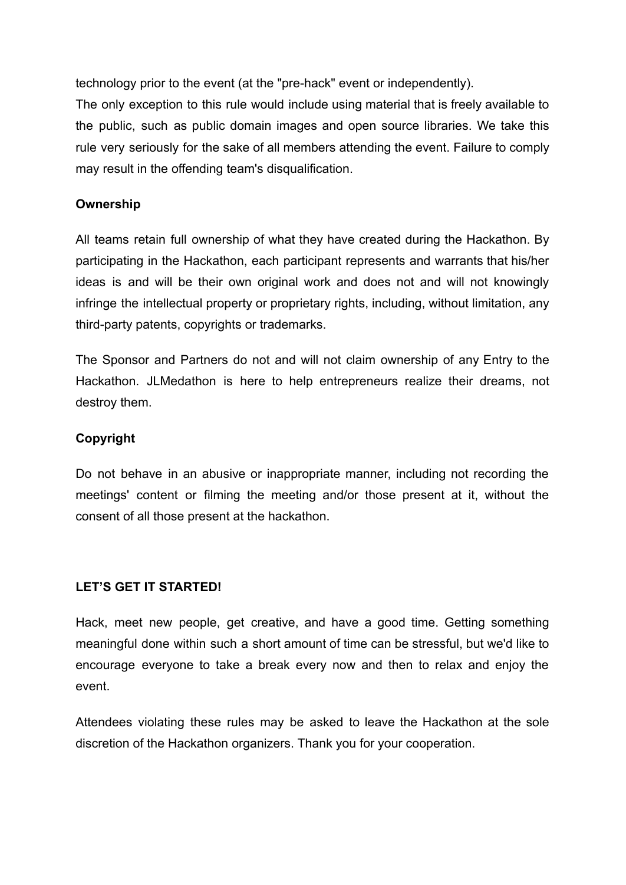technology prior to the event (at the "pre-hack" event or independently).
The only exception to this rule would include using material that is freely available to the public, such as public domain images and open source libraries. We take this rule very seriously for the sake of all members attending the event. Failure to comply may result in the offending team's disqualification.

**Ownership**

All teams retain full ownership of what they have created during the Hackathon. By participating in the Hackathon, each participant represents and warrants that his/her ideas is and will be their own original work and does not and will not knowingly infringe the intellectual property or proprietary rights, including, without limitation, any third-party patents, copyrights or trademarks.

The Sponsor and Partners do not and will not claim ownership of any Entry to the Hackathon. JLMedathon is here to help entrepreneurs realize their dreams, not destroy them.

**Copyright**

Do not behave in an abusive or inappropriate manner, including not recording the meetings' content or filming the meeting and/or those present at it, without the consent of all those present at the hackathon.

**LET'S GET IT STARTED!**

Hack, meet new people, get creative, and have a good time. Getting something meaningful done within such a short amount of time can be stressful, but we'd like to encourage everyone to take a break every now and then to relax and enjoy the event.

Attendees violating these rules may be asked to leave the Hackathon at the sole discretion of the Hackathon organizers. Thank you for your cooperation.